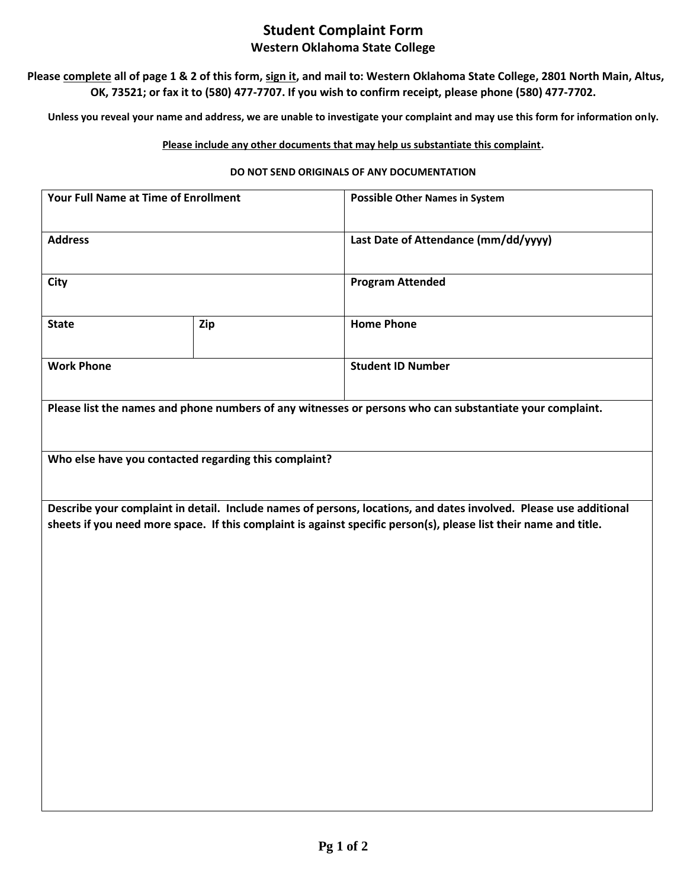# Student Complaint Form

## Western Oklahoma State College

**Please complete all of page 1 & 2 of this form, sign it, and mail to: Western Oklahoma State College, 2801 North Main, Altus, OK, 73521; or fax it to (580) 477-7707. If you wish to confirm receipt, please phone (580) 477-7702.**

**Unless you reveal your name and address, we are unable to investigate your complaint and may use this form for information only.**

**Please include any other documents that may help us substantiate this complaint.**

**DO NOT SEND ORIGINALS OF ANY DOCUMENTATION**

| **Your Full Name at Time of Enrollment** | | **Possible Other Names in System** |
|---|---|---|
| **Address** | | **Last Date of Attendance (mm/dd/yyyy)** |
| **City** | | **Program Attended** |
| **State** | **Zip** | **Home Phone** |
| **Work Phone** | | **Student ID Number** |

**Please list the names and phone numbers of any witnesses or persons who can substantiate your complaint.**

**Who else have you contacted regarding this complaint?**

**Describe your complaint in detail. Include names of persons, locations, and dates involved. Please use additional sheets if you need more space. If this complaint is against specific person(s), please list their name and title.**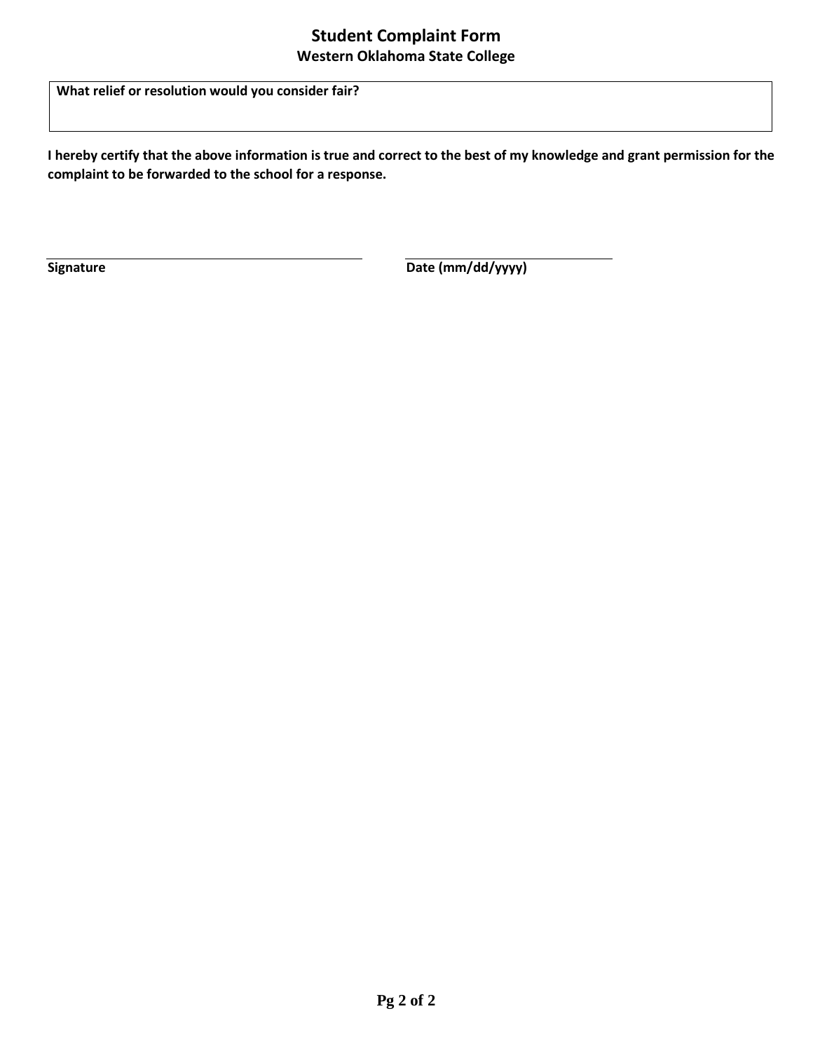# Student Complaint Form

## Western Oklahoma State College

| What relief or resolution would you consider fair? |
| --- |
| |

**I hereby certify that the above information is true and correct to the best of my knowledge and grant permission for the complaint to be forwarded to the school for a response.**

| | |
| --- | --- |
| ______________________________ | ____________________ |
| **Signature** | **Date (mm/dd/yyyy)** |